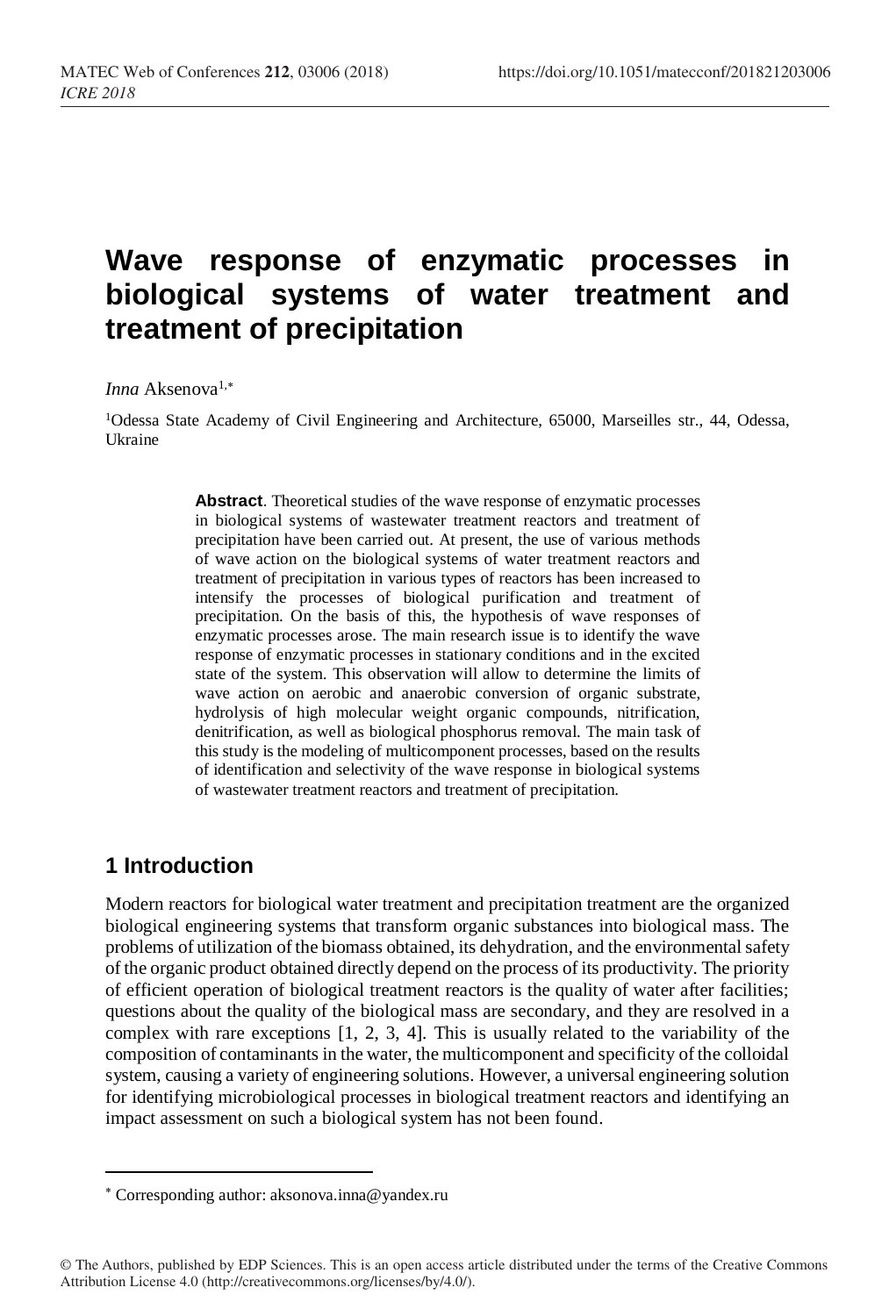// Wave response of enzymatic processes in biological systems of water treatment and treatment of precipitation

*Inna* Aksenova[1,*]

[1]Odessa State Academy of Civil Engineering and Architecture, 65000, Marseilles str., 44, Odessa, Ukraine

**Abstract**. Theoretical studies of the wave response of enzymatic processes in biological systems of wastewater treatment reactors and treatment of precipitation have been carried out. At present, the use of various methods of wave action on the biological systems of water treatment reactors and treatment of precipitation in various types of reactors has been increased to intensify the processes of biological purification and treatment of precipitation. On the basis of this, the hypothesis of wave responses of enzymatic processes arose. The main research issue is to identify the wave response of enzymatic processes in stationary conditions and in the excited state of the system. This observation will allow to determine the limits of wave action on aerobic and anaerobic conversion of organic substrate, hydrolysis of high molecular weight organic compounds, nitrification, denitrification, as well as biological phosphorus removal. The main task of this study is the modeling of multicomponent processes, based on the results of identification and selectivity of the wave response in biological systems of wastewater treatment reactors and treatment of precipitation.

## 1 Introduction

Modern reactors for biological water treatment and precipitation treatment are the organized biological engineering systems that transform organic substances into biological mass. The problems of utilization of the biomass obtained, its dehydration, and the environmental safety of the organic product obtained directly depend on the process of its productivity. The priority of efficient operation of biological treatment reactors is the quality of water after facilities; questions about the quality of the biological mass are secondary, and they are resolved in a complex with rare exceptions [1, 2, 3, 4]. This is usually related to the variability of the composition of contaminants in the water, the multicomponent and specificity of the colloidal system, causing a variety of engineering solutions. However, a universal engineering solution for identifying microbiological processes in biological treatment reactors and identifying an impact assessment on such a biological system has not been found.

* Corresponding author: aksonova.inna@yandex.ru

© The Authors, published by EDP Sciences. This is an open access article distributed under the terms of the Creative Commons Attribution License 4.0 (http://creativecommons.org/licenses/by/4.0/).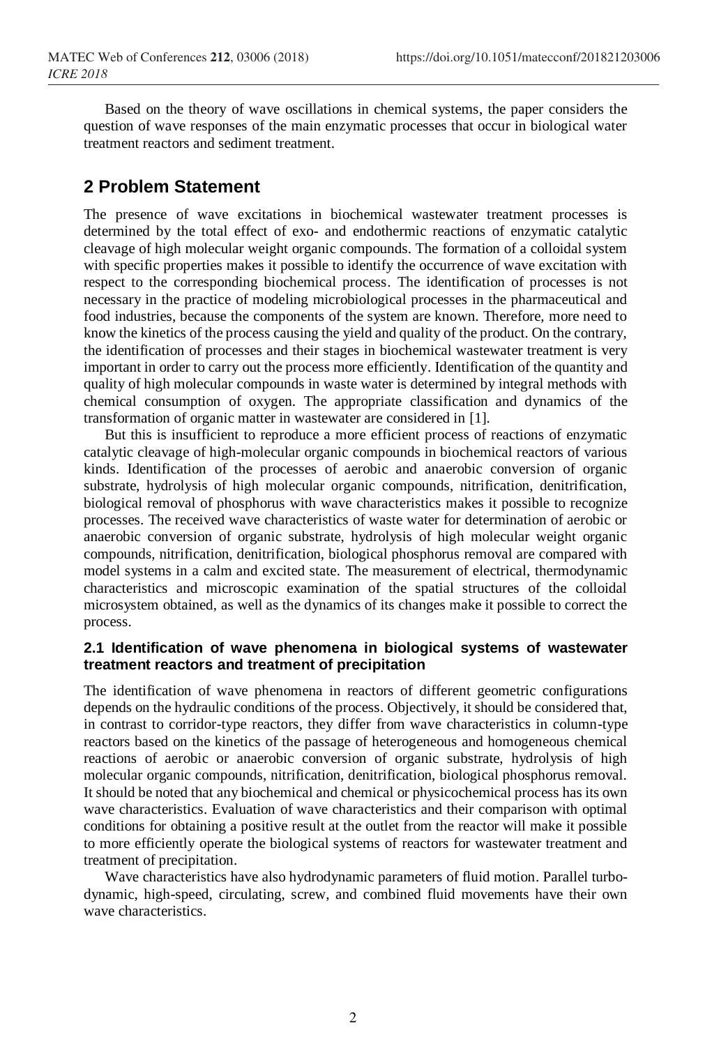Based on the theory of wave oscillations in chemical systems, the paper considers the question of wave responses of the main enzymatic processes that occur in biological water treatment reactors and sediment treatment.

## 2 Problem Statement

The presence of wave excitations in biochemical wastewater treatment processes is determined by the total effect of exo- and endothermic reactions of enzymatic catalytic cleavage of high molecular weight organic compounds. The formation of a colloidal system with specific properties makes it possible to identify the occurrence of wave excitation with respect to the corresponding biochemical process. The identification of processes is not necessary in the practice of modeling microbiological processes in the pharmaceutical and food industries, because the components of the system are known. Therefore, more need to know the kinetics of the process causing the yield and quality of the product. On the contrary, the identification of processes and their stages in biochemical wastewater treatment is very important in order to carry out the process more efficiently. Identification of the quantity and quality of high molecular compounds in waste water is determined by integral methods with chemical consumption of oxygen. The appropriate classification and dynamics of the transformation of organic matter in wastewater are considered in [1].

But this is insufficient to reproduce a more efficient process of reactions of enzymatic catalytic cleavage of high-molecular organic compounds in biochemical reactors of various kinds. Identification of the processes of aerobic and anaerobic conversion of organic substrate, hydrolysis of high molecular organic compounds, nitrification, denitrification, biological removal of phosphorus with wave characteristics makes it possible to recognize processes. The received wave characteristics of waste water for determination of aerobic or anaerobic conversion of organic substrate, hydrolysis of high molecular weight organic compounds, nitrification, denitrification, biological phosphorus removal are compared with model systems in a calm and excited state. The measurement of electrical, thermodynamic characteristics and microscopic examination of the spatial structures of the colloidal microsystem obtained, as well as the dynamics of its changes make it possible to correct the process.

### 2.1 Identification of wave phenomena in biological systems of wastewater treatment reactors and treatment of precipitation

The identification of wave phenomena in reactors of different geometric configurations depends on the hydraulic conditions of the process. Objectively, it should be considered that, in contrast to corridor-type reactors, they differ from wave characteristics in column-type reactors based on the kinetics of the passage of heterogeneous and homogeneous chemical reactions of aerobic or anaerobic conversion of organic substrate, hydrolysis of high molecular organic compounds, nitrification, denitrification, biological phosphorus removal. It should be noted that any biochemical and chemical or physicochemical process has its own wave characteristics. Evaluation of wave characteristics and their comparison with optimal conditions for obtaining a positive result at the outlet from the reactor will make it possible to more efficiently operate the biological systems of reactors for wastewater treatment and treatment of precipitation.

Wave characteristics have also hydrodynamic parameters of fluid motion. Parallel turbo-dynamic, high-speed, circulating, screw, and combined fluid movements have their own wave characteristics.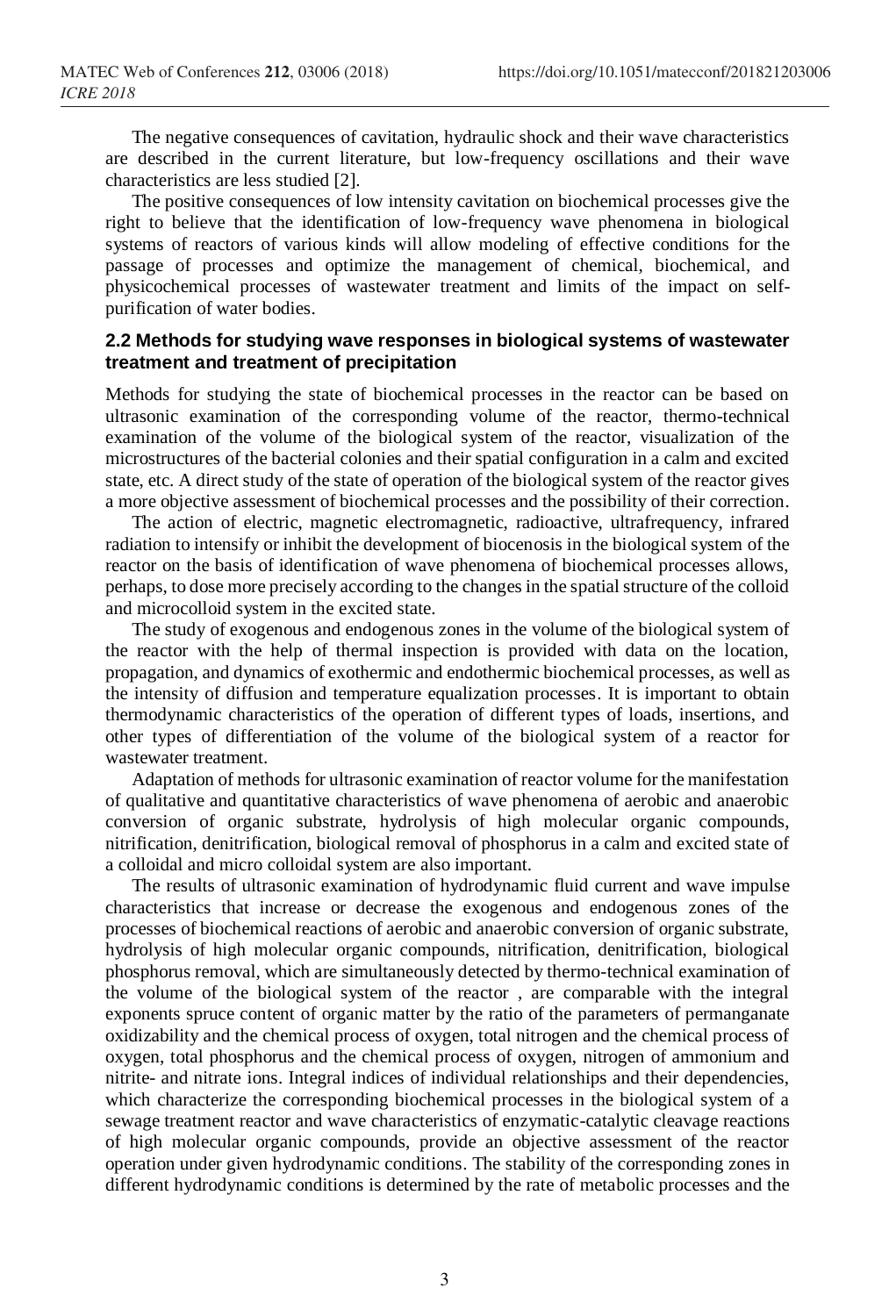The negative consequences of cavitation, hydraulic shock and their wave characteristics are described in the current literature, but low-frequency oscillations and their wave characteristics are less studied [2].

The positive consequences of low intensity cavitation on biochemical processes give the right to believe that the identification of low-frequency wave phenomena in biological systems of reactors of various kinds will allow modeling of effective conditions for the passage of processes and optimize the management of chemical, biochemical, and physicochemical processes of wastewater treatment and limits of the impact on self-purification of water bodies.

### 2.2 Methods for studying wave responses in biological systems of wastewater treatment and treatment of precipitation

Methods for studying the state of biochemical processes in the reactor can be based on ultrasonic examination of the corresponding volume of the reactor, thermo-technical examination of the volume of the biological system of the reactor, visualization of the microstructures of the bacterial colonies and their spatial configuration in a calm and excited state, etc. A direct study of the state of operation of the biological system of the reactor gives a more objective assessment of biochemical processes and the possibility of their correction.

The action of electric, magnetic electromagnetic, radioactive, ultrafrequency, infrared radiation to intensify or inhibit the development of biocenosis in the biological system of the reactor on the basis of identification of wave phenomena of biochemical processes allows, perhaps, to dose more precisely according to the changes in the spatial structure of the colloid and microcolloid system in the excited state.

The study of exogenous and endogenous zones in the volume of the biological system of the reactor with the help of thermal inspection is provided with data on the location, propagation, and dynamics of exothermic and endothermic biochemical processes, as well as the intensity of diffusion and temperature equalization processes. It is important to obtain thermodynamic characteristics of the operation of different types of loads, insertions, and other types of differentiation of the volume of the biological system of a reactor for wastewater treatment.

Adaptation of methods for ultrasonic examination of reactor volume for the manifestation of qualitative and quantitative characteristics of wave phenomena of aerobic and anaerobic conversion of organic substrate, hydrolysis of high molecular organic compounds, nitrification, denitrification, biological removal of phosphorus in a calm and excited state of a colloidal and micro colloidal system are also important.

The results of ultrasonic examination of hydrodynamic fluid current and wave impulse characteristics that increase or decrease the exogenous and endogenous zones of the processes of biochemical reactions of aerobic and anaerobic conversion of organic substrate, hydrolysis of high molecular organic compounds, nitrification, denitrification, biological phosphorus removal, which are simultaneously detected by thermo-technical examination of the volume of the biological system of the reactor , are comparable with the integral exponents spruce content of organic matter by the ratio of the parameters of permanganate oxidizability and the chemical process of oxygen, total nitrogen and the chemical process of oxygen, total phosphorus and the chemical process of oxygen, nitrogen of ammonium and nitrite- and nitrate ions. Integral indices of individual relationships and their dependencies, which characterize the corresponding biochemical processes in the biological system of a sewage treatment reactor and wave characteristics of enzymatic-catalytic cleavage reactions of high molecular organic compounds, provide an objective assessment of the reactor operation under given hydrodynamic conditions. The stability of the corresponding zones in different hydrodynamic conditions is determined by the rate of metabolic processes and the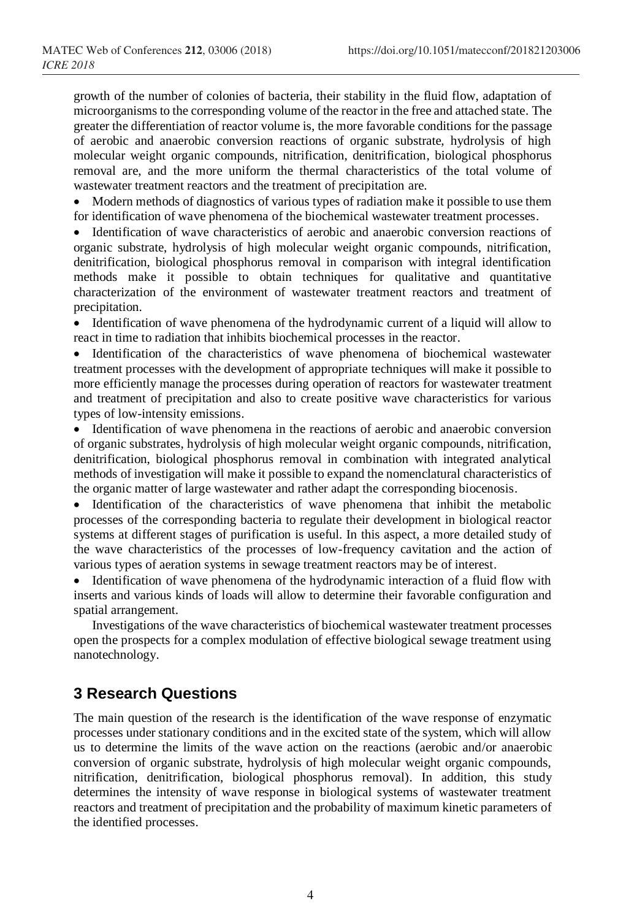growth of the number of colonies of bacteria, their stability in the fluid flow, adaptation of microorganisms to the corresponding volume of the reactor in the free and attached state. The greater the differentiation of reactor volume is, the more favorable conditions for the passage of aerobic and anaerobic conversion reactions of organic substrate, hydrolysis of high molecular weight organic compounds, nitrification, denitrification, biological phosphorus removal are, and the more uniform the thermal characteristics of the total volume of wastewater treatment reactors and the treatment of precipitation are.

- Modern methods of diagnostics of various types of radiation make it possible to use them for identification of wave phenomena of the biochemical wastewater treatment processes.
- Identification of wave characteristics of aerobic and anaerobic conversion reactions of organic substrate, hydrolysis of high molecular weight organic compounds, nitrification, denitrification, biological phosphorus removal in comparison with integral identification methods make it possible to obtain techniques for qualitative and quantitative characterization of the environment of wastewater treatment reactors and treatment of precipitation.
- Identification of wave phenomena of the hydrodynamic current of a liquid will allow to react in time to radiation that inhibits biochemical processes in the reactor.
- Identification of the characteristics of wave phenomena of biochemical wastewater treatment processes with the development of appropriate techniques will make it possible to more efficiently manage the processes during operation of reactors for wastewater treatment and treatment of precipitation and also to create positive wave characteristics for various types of low-intensity emissions.
- Identification of wave phenomena in the reactions of aerobic and anaerobic conversion of organic substrates, hydrolysis of high molecular weight organic compounds, nitrification, denitrification, biological phosphorus removal in combination with integrated analytical methods of investigation will make it possible to expand the nomenclatural characteristics of the organic matter of large wastewater and rather adapt the corresponding biocenosis.
- Identification of the characteristics of wave phenomena that inhibit the metabolic processes of the corresponding bacteria to regulate their development in biological reactor systems at different stages of purification is useful. In this aspect, a more detailed study of the wave characteristics of the processes of low-frequency cavitation and the action of various types of aeration systems in sewage treatment reactors may be of interest.
- Identification of wave phenomena of the hydrodynamic interaction of a fluid flow with inserts and various kinds of loads will allow to determine their favorable configuration and spatial arrangement.

Investigations of the wave characteristics of biochemical wastewater treatment processes open the prospects for a complex modulation of effective biological sewage treatment using nanotechnology.

## 3 Research Questions

The main question of the research is the identification of the wave response of enzymatic processes under stationary conditions and in the excited state of the system, which will allow us to determine the limits of the wave action on the reactions (aerobic and/or anaerobic conversion of organic substrate, hydrolysis of high molecular weight organic compounds, nitrification, denitrification, biological phosphorus removal). In addition, this study determines the intensity of wave response in biological systems of wastewater treatment reactors and treatment of precipitation and the probability of maximum kinetic parameters of the identified processes.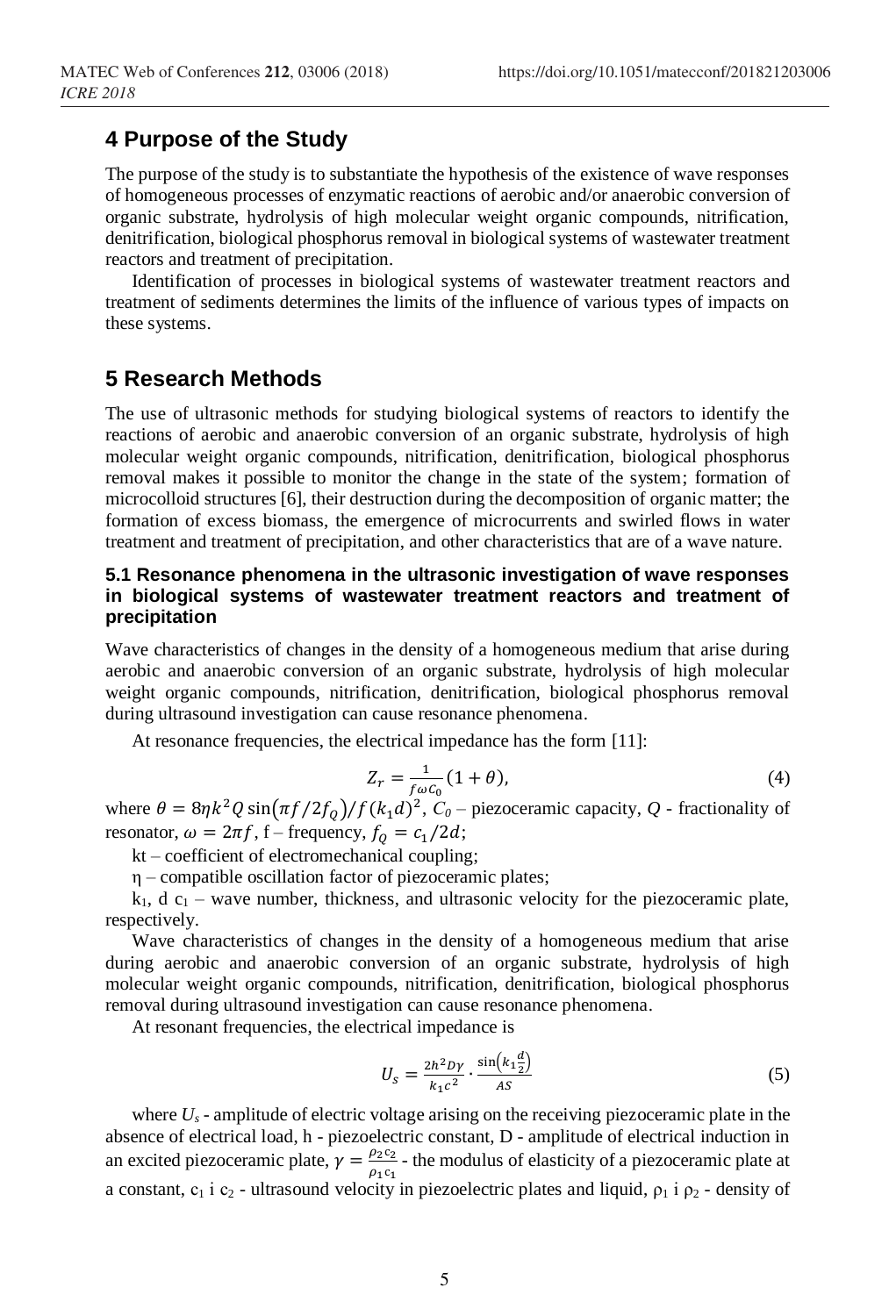## 4 Purpose of the Study

The purpose of the study is to substantiate the hypothesis of the existence of wave responses of homogeneous processes of enzymatic reactions of aerobic and/or anaerobic conversion of organic substrate, hydrolysis of high molecular weight organic compounds, nitrification, denitrification, biological phosphorus removal in biological systems of wastewater treatment reactors and treatment of precipitation.

Identification of processes in biological systems of wastewater treatment reactors and treatment of sediments determines the limits of the influence of various types of impacts on these systems.

## 5 Research Methods

The use of ultrasonic methods for studying biological systems of reactors to identify the reactions of aerobic and anaerobic conversion of an organic substrate, hydrolysis of high molecular weight organic compounds, nitrification, denitrification, biological phosphorus removal makes it possible to monitor the change in the state of the system; formation of microcolloid structures [6], their destruction during the decomposition of organic matter; the formation of excess biomass, the emergence of microcurrents and swirled flows in water treatment and treatment of precipitation, and other characteristics that are of a wave nature.

### 5.1 Resonance phenomena in the ultrasonic investigation of wave responses in biological systems of wastewater treatment reactors and treatment of precipitation

Wave characteristics of changes in the density of a homogeneous medium that arise during aerobic and anaerobic conversion of an organic substrate, hydrolysis of high molecular weight organic compounds, nitrification, denitrification, biological phosphorus removal during ultrasound investigation can cause resonance phenomena.

At resonance frequencies, the electrical impedance has the form [11]:

$$Z_r = \frac{1}{f\omega C_0}(1+\theta), \tag{4}$$

where $\theta = 8\eta k^2 Q \sin(\pi f/2f_Q)/f(k_1 d)^2$, $C_0$ – piezoceramic capacity, $Q$ - fractionality of resonator, $\omega = 2\pi f$, f – frequency, $f_Q = c_1/2d$;

kt – coefficient of electromechanical coupling;

η – compatible oscillation factor of piezoceramic plates;

$k_1$, d $c_1$ – wave number, thickness, and ultrasonic velocity for the piezoceramic plate, respectively.

Wave characteristics of changes in the density of a homogeneous medium that arise during aerobic and anaerobic conversion of an organic substrate, hydrolysis of high molecular weight organic compounds, nitrification, denitrification, biological phosphorus removal during ultrasound investigation can cause resonance phenomena.

At resonant frequencies, the electrical impedance is

$$U_s = \frac{2h^2 D\gamma}{k_1 c^2} \cdot \frac{\sin\left(k_1 \frac{d}{2}\right)}{AS} \tag{5}$$

where $U_s$ - amplitude of electric voltage arising on the receiving piezoceramic plate in the absence of electrical load, h - piezoelectric constant, D - amplitude of electrical induction in an excited piezoceramic plate, $\gamma = \frac{\rho_2 c_2}{\rho_1 c_1}$ - the modulus of elasticity of a piezoceramic plate at a constant, $c_1$ i $c_2$ - ultrasound velocity in piezoelectric plates and liquid, $\rho_1$ i $\rho_2$ - density of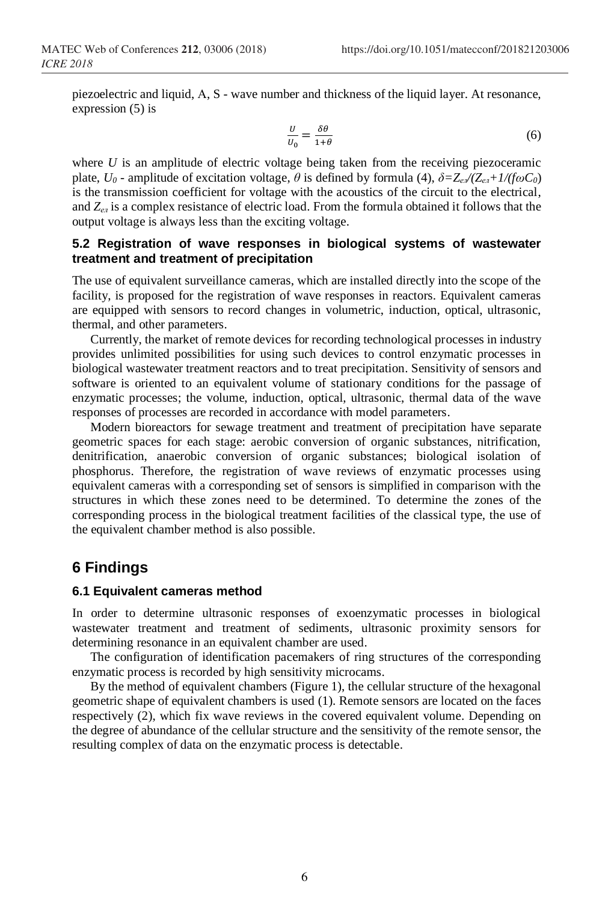piezoelectric and liquid, A, S - wave number and thickness of the liquid layer. At resonance, expression (5) is

$$\frac{U}{U_0} = \frac{\delta\theta}{1+\theta} \tag{6}$$

where $U$ is an amplitude of electric voltage being taken from the receiving piezoceramic plate, $U_0$ - amplitude of excitation voltage, $\theta$ is defined by formula (4), $\delta = Z_{ел}/(Z_{ел}+1/(f\omega C_0))$ is the transmission coefficient for voltage with the acoustics of the circuit to the electrical, and $Z_{ел}$ is a complex resistance of electric load. From the formula obtained it follows that the output voltage is always less than the exciting voltage.

### 5.2 Registration of wave responses in biological systems of wastewater treatment and treatment of precipitation

The use of equivalent surveillance cameras, which are installed directly into the scope of the facility, is proposed for the registration of wave responses in reactors. Equivalent cameras are equipped with sensors to record changes in volumetric, induction, optical, ultrasonic, thermal, and other parameters.

Currently, the market of remote devices for recording technological processes in industry provides unlimited possibilities for using such devices to control enzymatic processes in biological wastewater treatment reactors and to treat precipitation. Sensitivity of sensors and software is oriented to an equivalent volume of stationary conditions for the passage of enzymatic processes; the volume, induction, optical, ultrasonic, thermal data of the wave responses of processes are recorded in accordance with model parameters.

Modern bioreactors for sewage treatment and treatment of precipitation have separate geometric spaces for each stage: aerobic conversion of organic substances, nitrification, denitrification, anaerobic conversion of organic substances; biological isolation of phosphorus. Therefore, the registration of wave reviews of enzymatic processes using equivalent cameras with a corresponding set of sensors is simplified in comparison with the structures in which these zones need to be determined. To determine the zones of the corresponding process in the biological treatment facilities of the classical type, the use of the equivalent chamber method is also possible.

## 6 Findings

### 6.1 Equivalent cameras method

In order to determine ultrasonic responses of exoenzymatic processes in biological wastewater treatment and treatment of sediments, ultrasonic proximity sensors for determining resonance in an equivalent chamber are used.

The configuration of identification pacemakers of ring structures of the corresponding enzymatic process is recorded by high sensitivity microcams.

By the method of equivalent chambers (Figure 1), the cellular structure of the hexagonal geometric shape of equivalent chambers is used (1). Remote sensors are located on the faces respectively (2), which fix wave reviews in the covered equivalent volume. Depending on the degree of abundance of the cellular structure and the sensitivity of the remote sensor, the resulting complex of data on the enzymatic process is detectable.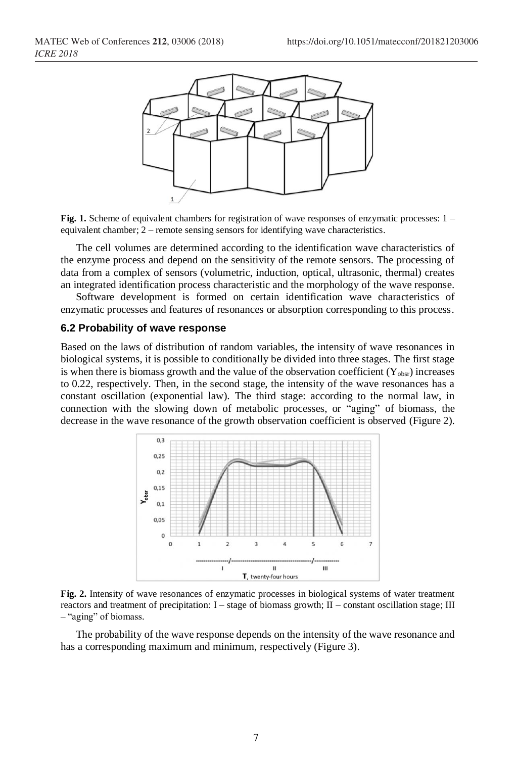**Fig. 1.** Scheme of equivalent chambers for registration of wave responses of enzymatic processes: 1 – equivalent chamber; 2 – remote sensing sensors for identifying wave characteristics.

The cell volumes are determined according to the identification wave characteristics of the enzyme process and depend on the sensitivity of the remote sensors. The processing of data from a complex of sensors (volumetric, induction, optical, ultrasonic, thermal) creates an integrated identification process characteristic and the morphology of the wave response.

Software development is formed on certain identification wave characteristics of enzymatic processes and features of resonances or absorption corresponding to this process.

### 6.2 Probability of wave response

Based on the laws of distribution of random variables, the intensity of wave resonances in biological systems, it is possible to conditionally be divided into three stages. The first stage is when there is biomass growth and the value of the observation coefficient ($Y_{obsr}$) increases to 0.22, respectively. Then, in the second stage, the intensity of the wave resonances has a constant oscillation (exponential law). The third stage: according to the normal law, in connection with the slowing down of metabolic processes, or "aging" of biomass, the decrease in the wave resonance of the growth observation coefficient is observed (Figure 2).

**Fig. 2.** Intensity of wave resonances of enzymatic processes in biological systems of water treatment reactors and treatment of precipitation: I – stage of biomass growth; II – constant oscillation stage; III – "aging" of biomass.

The probability of the wave response depends on the intensity of the wave resonance and has a corresponding maximum and minimum, respectively (Figure 3).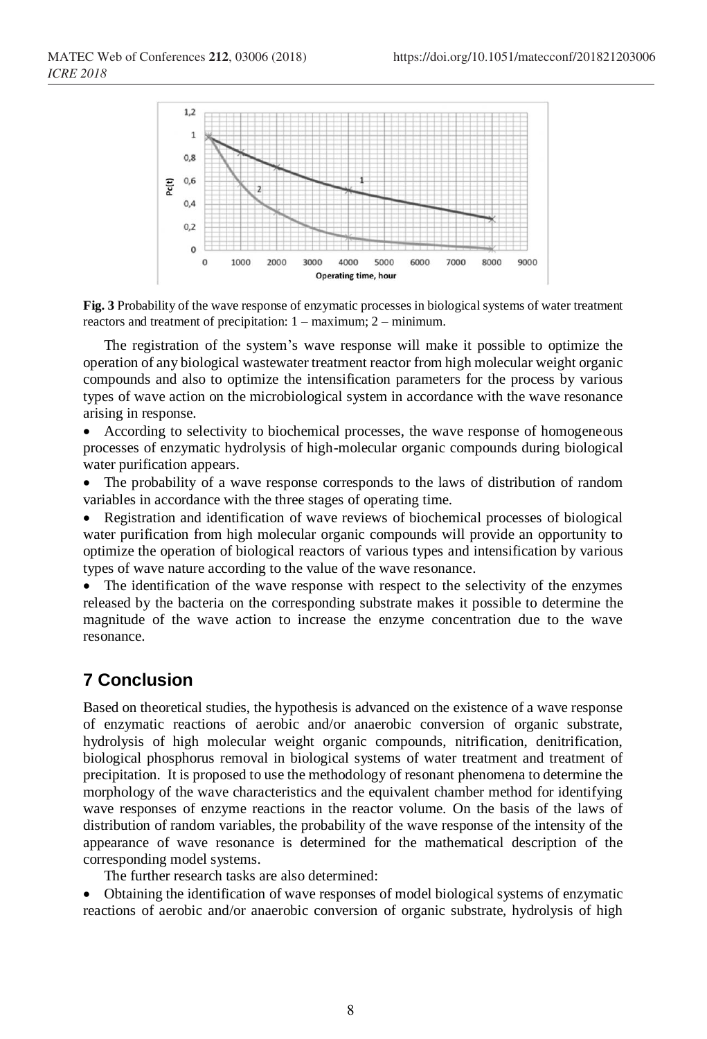**Fig. 3** Probability of the wave response of enzymatic processes in biological systems of water treatment reactors and treatment of precipitation: 1 – maximum; 2 – minimum.

The registration of the system's wave response will make it possible to optimize the operation of any biological wastewater treatment reactor from high molecular weight organic compounds and also to optimize the intensification parameters for the process by various types of wave action on the microbiological system in accordance with the wave resonance arising in response.

- According to selectivity to biochemical processes, the wave response of homogeneous processes of enzymatic hydrolysis of high-molecular organic compounds during biological water purification appears.
- The probability of a wave response corresponds to the laws of distribution of random variables in accordance with the three stages of operating time.
- Registration and identification of wave reviews of biochemical processes of biological water purification from high molecular organic compounds will provide an opportunity to optimize the operation of biological reactors of various types and intensification by various types of wave nature according to the value of the wave resonance.
- The identification of the wave response with respect to the selectivity of the enzymes released by the bacteria on the corresponding substrate makes it possible to determine the magnitude of the wave action to increase the enzyme concentration due to the wave resonance.

## 7 Conclusion

Based on theoretical studies, the hypothesis is advanced on the existence of a wave response of enzymatic reactions of aerobic and/or anaerobic conversion of organic substrate, hydrolysis of high molecular weight organic compounds, nitrification, denitrification, biological phosphorus removal in biological systems of water treatment and treatment of precipitation. It is proposed to use the methodology of resonant phenomena to determine the morphology of the wave characteristics and the equivalent chamber method for identifying wave responses of enzyme reactions in the reactor volume. On the basis of the laws of distribution of random variables, the probability of the wave response of the intensity of the appearance of wave resonance is determined for the mathematical description of the corresponding model systems.

The further research tasks are also determined:

- Obtaining the identification of wave responses of model biological systems of enzymatic reactions of aerobic and/or anaerobic conversion of organic substrate, hydrolysis of high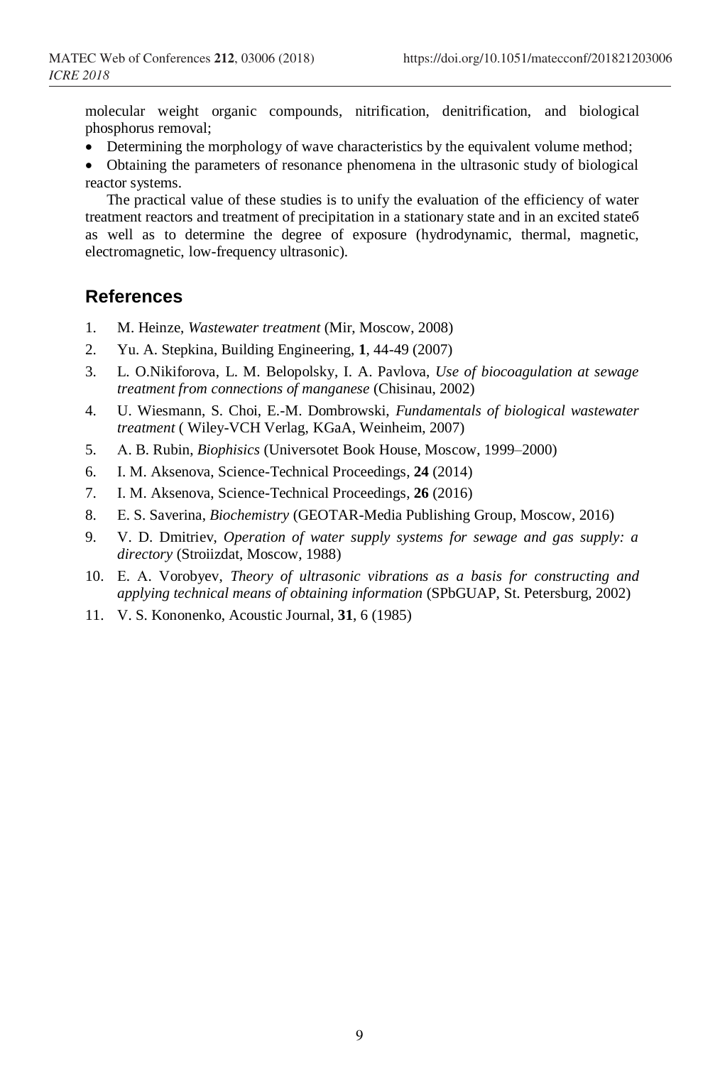molecular weight organic compounds, nitrification, denitrification, and biological phosphorus removal;

- Determining the morphology of wave characteristics by the equivalent volume method;
- Obtaining the parameters of resonance phenomena in the ultrasonic study of biological reactor systems.

The practical value of these studies is to unify the evaluation of the efficiency of water treatment reactors and treatment of precipitation in a stationary state and in an excited stateб as well as to determine the degree of exposure (hydrodynamic, thermal, magnetic, electromagnetic, low-frequency ultrasonic).

## References

1. M. Heinze, *Wastewater treatment* (Mir, Moscow, 2008)
2. Yu. A. Stepkina, Building Engineering, **1**, 44-49 (2007)
3. L. O.Nikiforova, L. M. Belopolsky, I. A. Pavlova, *Use of biocoagulation at sewage treatment from connections of manganese* (Chisinau, 2002)
4. U. Wiesmann, S. Choi, E.-M. Dombrowski, *Fundamentals of biological wastewater treatment* ( Wiley-VCH Verlag, KGaA, Weinheim, 2007)
5. A. B. Rubin, *Biophisics* (Universotet Book House, Moscow, 1999–2000)
6. I. M. Aksenova, Science-Technical Proceedings, **24** (2014)
7. I. M. Aksenova, Science-Technical Proceedings, **26** (2016)
8. E. S. Saverina, *Biochemistry* (GEOTAR-Media Publishing Group, Moscow, 2016)
9. V. D. Dmitriev, *Operation of water supply systems for sewage and gas supply: a directory* (Stroiizdat, Moscow, 1988)
10. E. A. Vorobyev, *Theory of ultrasonic vibrations as a basis for constructing and applying technical means of obtaining information* (SPbGUAP, St. Petersburg, 2002)
11. V. S. Kononenko, Acoustic Journal, **31**, 6 (1985)